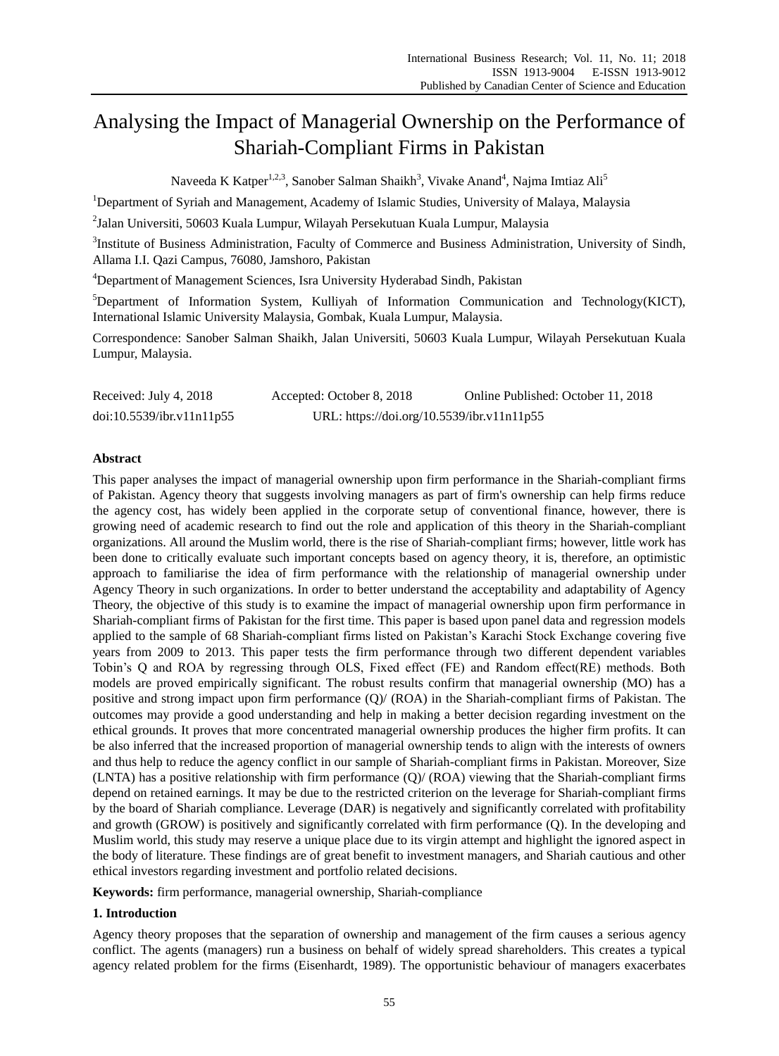# Analysing the Impact of Managerial Ownership on the Performance of Shariah-Compliant Firms in Pakistan

Naveeda K Katper[1,2,3], Sanober Salman Shaikh[3], Vivake Anand[4], Najma Imtiaz Ali[5]

[1]Department of Syriah and Management, Academy of Islamic Studies, University of Malaya, Malaysia

[2]Jalan Universiti, 50603 Kuala Lumpur, Wilayah Persekutuan Kuala Lumpur, Malaysia

[3]Institute of Business Administration, Faculty of Commerce and Business Administration, University of Sindh, Allama I.I. Qazi Campus, 76080, Jamshoro, Pakistan

[4]Department of Management Sciences, Isra University Hyderabad Sindh, Pakistan

[5]Department of Information System, Kulliyah of Information Communication and Technology(KICT), International Islamic University Malaysia, Gombak, Kuala Lumpur, Malaysia.

Correspondence: Sanober Salman Shaikh, Jalan Universiti, 50603 Kuala Lumpur, Wilayah Persekutuan Kuala Lumpur, Malaysia.

Received: July 4, 2018 Accepted: October 8, 2018 Online Published: October 11, 2018

doi:10.5539/ibr.v11n11p55 URL: https://doi.org/10.5539/ibr.v11n11p55

## Abstract

This paper analyses the impact of managerial ownership upon firm performance in the Shariah-compliant firms of Pakistan. Agency theory that suggests involving managers as part of firm's ownership can help firms reduce the agency cost, has widely been applied in the corporate setup of conventional finance, however, there is growing need of academic research to find out the role and application of this theory in the Shariah-compliant organizations. All around the Muslim world, there is the rise of Shariah-compliant firms; however, little work has been done to critically evaluate such important concepts based on agency theory, it is, therefore, an optimistic approach to familiarise the idea of firm performance with the relationship of managerial ownership under Agency Theory in such organizations. In order to better understand the acceptability and adaptability of Agency Theory, the objective of this study is to examine the impact of managerial ownership upon firm performance in Shariah-compliant firms of Pakistan for the first time. This paper is based upon panel data and regression models applied to the sample of 68 Shariah-compliant firms listed on Pakistan's Karachi Stock Exchange covering five years from 2009 to 2013. This paper tests the firm performance through two different dependent variables Tobin's Q and ROA by regressing through OLS, Fixed effect (FE) and Random effect(RE) methods. Both models are proved empirically significant. The robust results confirm that managerial ownership (MO) has a positive and strong impact upon firm performance (Q)/ (ROA) in the Shariah-compliant firms of Pakistan. The outcomes may provide a good understanding and help in making a better decision regarding investment on the ethical grounds. It proves that more concentrated managerial ownership produces the higher firm profits. It can be also inferred that the increased proportion of managerial ownership tends to align with the interests of owners and thus help to reduce the agency conflict in our sample of Shariah-compliant firms in Pakistan. Moreover, Size (LNTA) has a positive relationship with firm performance (Q)/ (ROA) viewing that the Shariah-compliant firms depend on retained earnings. It may be due to the restricted criterion on the leverage for Shariah-compliant firms by the board of Shariah compliance. Leverage (DAR) is negatively and significantly correlated with profitability and growth (GROW) is positively and significantly correlated with firm performance (Q). In the developing and Muslim world, this study may reserve a unique place due to its virgin attempt and highlight the ignored aspect in the body of literature. These findings are of great benefit to investment managers, and Shariah cautious and other ethical investors regarding investment and portfolio related decisions.

**Keywords:** firm performance, managerial ownership, Shariah-compliance

## 1. Introduction

Agency theory proposes that the separation of ownership and management of the firm causes a serious agency conflict. The agents (managers) run a business on behalf of widely spread shareholders. This creates a typical agency related problem for the firms (Eisenhardt, 1989). The opportunistic behaviour of managers exacerbates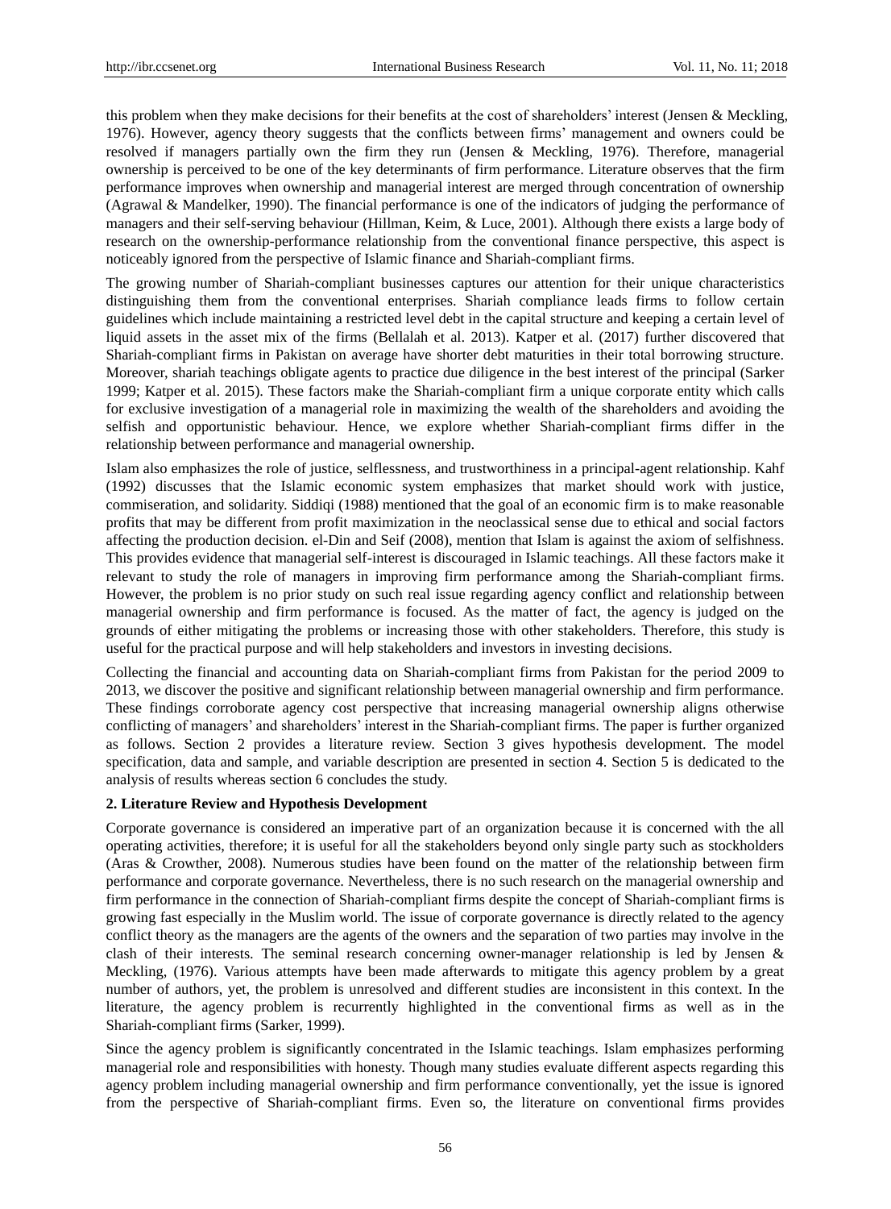this problem when they make decisions for their benefits at the cost of shareholders' interest (Jensen & Meckling, 1976). However, agency theory suggests that the conflicts between firms' management and owners could be resolved if managers partially own the firm they run (Jensen & Meckling, 1976). Therefore, managerial ownership is perceived to be one of the key determinants of firm performance. Literature observes that the firm performance improves when ownership and managerial interest are merged through concentration of ownership (Agrawal & Mandelker, 1990). The financial performance is one of the indicators of judging the performance of managers and their self-serving behaviour (Hillman, Keim, & Luce, 2001). Although there exists a large body of research on the ownership-performance relationship from the conventional finance perspective, this aspect is noticeably ignored from the perspective of Islamic finance and Shariah-compliant firms.

The growing number of Shariah-compliant businesses captures our attention for their unique characteristics distinguishing them from the conventional enterprises. Shariah compliance leads firms to follow certain guidelines which include maintaining a restricted level debt in the capital structure and keeping a certain level of liquid assets in the asset mix of the firms (Bellalah et al. 2013). Katper et al. (2017) further discovered that Shariah-compliant firms in Pakistan on average have shorter debt maturities in their total borrowing structure. Moreover, shariah teachings obligate agents to practice due diligence in the best interest of the principal (Sarker 1999; Katper et al. 2015). These factors make the Shariah-compliant firm a unique corporate entity which calls for exclusive investigation of a managerial role in maximizing the wealth of the shareholders and avoiding the selfish and opportunistic behaviour. Hence, we explore whether Shariah-compliant firms differ in the relationship between performance and managerial ownership.

Islam also emphasizes the role of justice, selflessness, and trustworthiness in a principal-agent relationship. Kahf (1992) discusses that the Islamic economic system emphasizes that market should work with justice, commiseration, and solidarity. Siddiqi (1988) mentioned that the goal of an economic firm is to make reasonable profits that may be different from profit maximization in the neoclassical sense due to ethical and social factors affecting the production decision. el-Din and Seif (2008), mention that Islam is against the axiom of selfishness. This provides evidence that managerial self-interest is discouraged in Islamic teachings. All these factors make it relevant to study the role of managers in improving firm performance among the Shariah-compliant firms. However, the problem is no prior study on such real issue regarding agency conflict and relationship between managerial ownership and firm performance is focused. As the matter of fact, the agency is judged on the grounds of either mitigating the problems or increasing those with other stakeholders. Therefore, this study is useful for the practical purpose and will help stakeholders and investors in investing decisions.

Collecting the financial and accounting data on Shariah-compliant firms from Pakistan for the period 2009 to 2013, we discover the positive and significant relationship between managerial ownership and firm performance. These findings corroborate agency cost perspective that increasing managerial ownership aligns otherwise conflicting of managers' and shareholders' interest in the Shariah-compliant firms. The paper is further organized as follows. Section 2 provides a literature review. Section 3 gives hypothesis development. The model specification, data and sample, and variable description are presented in section 4. Section 5 is dedicated to the analysis of results whereas section 6 concludes the study.

## 2. Literature Review and Hypothesis Development

Corporate governance is considered an imperative part of an organization because it is concerned with the all operating activities, therefore; it is useful for all the stakeholders beyond only single party such as stockholders (Aras & Crowther, 2008). Numerous studies have been found on the matter of the relationship between firm performance and corporate governance. Nevertheless, there is no such research on the managerial ownership and firm performance in the connection of Shariah-compliant firms despite the concept of Shariah-compliant firms is growing fast especially in the Muslim world. The issue of corporate governance is directly related to the agency conflict theory as the managers are the agents of the owners and the separation of two parties may involve in the clash of their interests. The seminal research concerning owner-manager relationship is led by Jensen & Meckling, (1976). Various attempts have been made afterwards to mitigate this agency problem by a great number of authors, yet, the problem is unresolved and different studies are inconsistent in this context. In the literature, the agency problem is recurrently highlighted in the conventional firms as well as in the Shariah-compliant firms (Sarker, 1999).

Since the agency problem is significantly concentrated in the Islamic teachings. Islam emphasizes performing managerial role and responsibilities with honesty. Though many studies evaluate different aspects regarding this agency problem including managerial ownership and firm performance conventionally, yet the issue is ignored from the perspective of Shariah-compliant firms. Even so, the literature on conventional firms provides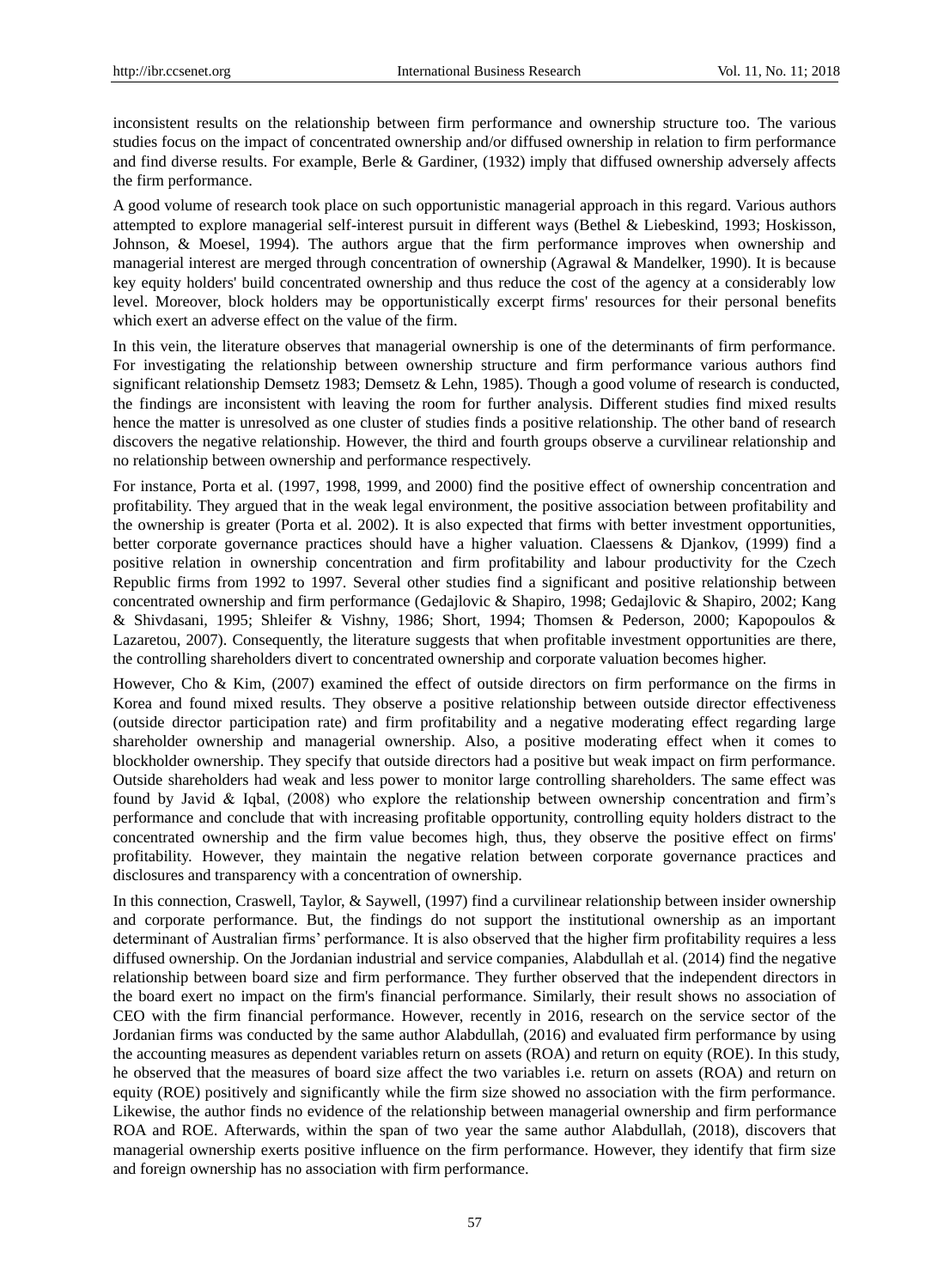inconsistent results on the relationship between firm performance and ownership structure too. The various studies focus on the impact of concentrated ownership and/or diffused ownership in relation to firm performance and find diverse results. For example, Berle & Gardiner, (1932) imply that diffused ownership adversely affects the firm performance.

A good volume of research took place on such opportunistic managerial approach in this regard. Various authors attempted to explore managerial self-interest pursuit in different ways (Bethel & Liebeskind, 1993; Hoskisson, Johnson, & Moesel, 1994). The authors argue that the firm performance improves when ownership and managerial interest are merged through concentration of ownership (Agrawal & Mandelker, 1990). It is because key equity holders' build concentrated ownership and thus reduce the cost of the agency at a considerably low level. Moreover, block holders may be opportunistically excerpt firms' resources for their personal benefits which exert an adverse effect on the value of the firm.

In this vein, the literature observes that managerial ownership is one of the determinants of firm performance. For investigating the relationship between ownership structure and firm performance various authors find significant relationship Demsetz 1983; Demsetz & Lehn, 1985). Though a good volume of research is conducted, the findings are inconsistent with leaving the room for further analysis. Different studies find mixed results hence the matter is unresolved as one cluster of studies finds a positive relationship. The other band of research discovers the negative relationship. However, the third and fourth groups observe a curvilinear relationship and no relationship between ownership and performance respectively.

For instance, Porta et al. (1997, 1998, 1999, and 2000) find the positive effect of ownership concentration and profitability. They argued that in the weak legal environment, the positive association between profitability and the ownership is greater (Porta et al. 2002). It is also expected that firms with better investment opportunities, better corporate governance practices should have a higher valuation. Claessens & Djankov, (1999) find a positive relation in ownership concentration and firm profitability and labour productivity for the Czech Republic firms from 1992 to 1997. Several other studies find a significant and positive relationship between concentrated ownership and firm performance (Gedajlovic & Shapiro, 1998; Gedajlovic & Shapiro, 2002; Kang & Shivdasani, 1995; Shleifer & Vishny, 1986; Short, 1994; Thomsen & Pederson, 2000; Kapopoulos & Lazaretou, 2007). Consequently, the literature suggests that when profitable investment opportunities are there, the controlling shareholders divert to concentrated ownership and corporate valuation becomes higher.

However, Cho & Kim, (2007) examined the effect of outside directors on firm performance on the firms in Korea and found mixed results. They observe a positive relationship between outside director effectiveness (outside director participation rate) and firm profitability and a negative moderating effect regarding large shareholder ownership and managerial ownership. Also, a positive moderating effect when it comes to blockholder ownership. They specify that outside directors had a positive but weak impact on firm performance. Outside shareholders had weak and less power to monitor large controlling shareholders. The same effect was found by Javid & Iqbal, (2008) who explore the relationship between ownership concentration and firm's performance and conclude that with increasing profitable opportunity, controlling equity holders distract to the concentrated ownership and the firm value becomes high, thus, they observe the positive effect on firms' profitability. However, they maintain the negative relation between corporate governance practices and disclosures and transparency with a concentration of ownership.

In this connection, Craswell, Taylor, & Saywell, (1997) find a curvilinear relationship between insider ownership and corporate performance. But, the findings do not support the institutional ownership as an important determinant of Australian firms' performance. It is also observed that the higher firm profitability requires a less diffused ownership. On the Jordanian industrial and service companies, Alabdullah et al. (2014) find the negative relationship between board size and firm performance. They further observed that the independent directors in the board exert no impact on the firm's financial performance. Similarly, their result shows no association of CEO with the firm financial performance. However, recently in 2016, research on the service sector of the Jordanian firms was conducted by the same author Alabdullah, (2016) and evaluated firm performance by using the accounting measures as dependent variables return on assets (ROA) and return on equity (ROE). In this study, he observed that the measures of board size affect the two variables i.e. return on assets (ROA) and return on equity (ROE) positively and significantly while the firm size showed no association with the firm performance. Likewise, the author finds no evidence of the relationship between managerial ownership and firm performance ROA and ROE. Afterwards, within the span of two year the same author Alabdullah, (2018), discovers that managerial ownership exerts positive influence on the firm performance. However, they identify that firm size and foreign ownership has no association with firm performance.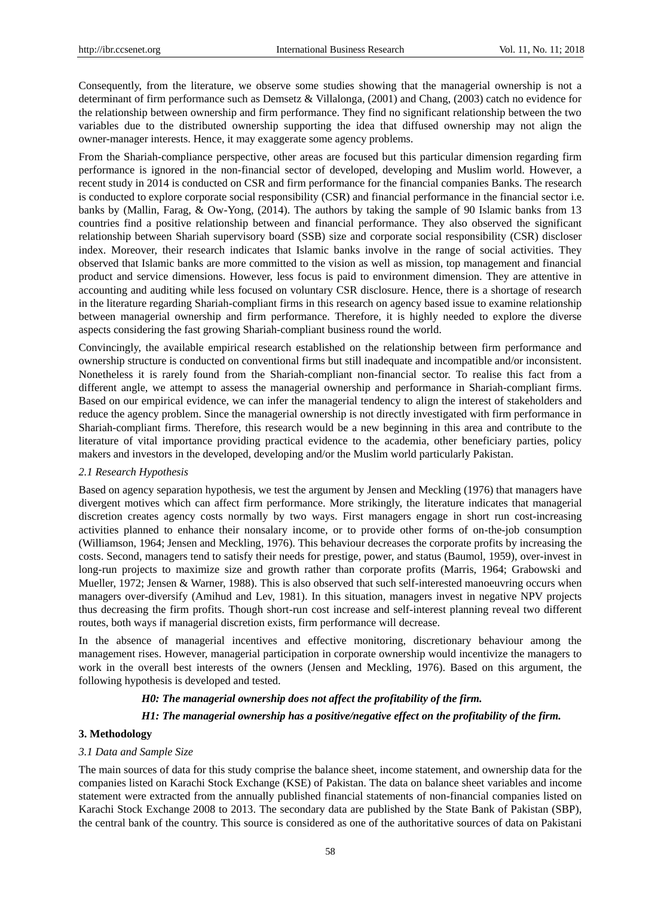Consequently, from the literature, we observe some studies showing that the managerial ownership is not a determinant of firm performance such as Demsetz & Villalonga, (2001) and Chang, (2003) catch no evidence for the relationship between ownership and firm performance. They find no significant relationship between the two variables due to the distributed ownership supporting the idea that diffused ownership may not align the owner-manager interests. Hence, it may exaggerate some agency problems.

From the Shariah-compliance perspective, other areas are focused but this particular dimension regarding firm performance is ignored in the non-financial sector of developed, developing and Muslim world. However, a recent study in 2014 is conducted on CSR and firm performance for the financial companies Banks. The research is conducted to explore corporate social responsibility (CSR) and financial performance in the financial sector i.e. banks by (Mallin, Farag, & Ow-Yong, (2014). The authors by taking the sample of 90 Islamic banks from 13 countries find a positive relationship between and financial performance. They also observed the significant relationship between Shariah supervisory board (SSB) size and corporate social responsibility (CSR) discloser index. Moreover, their research indicates that Islamic banks involve in the range of social activities. They observed that Islamic banks are more committed to the vision as well as mission, top management and financial product and service dimensions. However, less focus is paid to environment dimension. They are attentive in accounting and auditing while less focused on voluntary CSR disclosure. Hence, there is a shortage of research in the literature regarding Shariah-compliant firms in this research on agency based issue to examine relationship between managerial ownership and firm performance. Therefore, it is highly needed to explore the diverse aspects considering the fast growing Shariah-compliant business round the world.

Convincingly, the available empirical research established on the relationship between firm performance and ownership structure is conducted on conventional firms but still inadequate and incompatible and/or inconsistent. Nonetheless it is rarely found from the Shariah-compliant non-financial sector. To realise this fact from a different angle, we attempt to assess the managerial ownership and performance in Shariah-compliant firms. Based on our empirical evidence, we can infer the managerial tendency to align the interest of stakeholders and reduce the agency problem. Since the managerial ownership is not directly investigated with firm performance in Shariah-compliant firms. Therefore, this research would be a new beginning in this area and contribute to the literature of vital importance providing practical evidence to the academia, other beneficiary parties, policy makers and investors in the developed, developing and/or the Muslim world particularly Pakistan.

### *2.1 Research Hypothesis*

Based on agency separation hypothesis, we test the argument by Jensen and Meckling (1976) that managers have divergent motives which can affect firm performance. More strikingly, the literature indicates that managerial discretion creates agency costs normally by two ways. First managers engage in short run cost-increasing activities planned to enhance their nonsalary income, or to provide other forms of on-the-job consumption (Williamson, 1964; Jensen and Meckling, 1976). This behaviour decreases the corporate profits by increasing the costs. Second, managers tend to satisfy their needs for prestige, power, and status (Baumol, 1959), over-invest in long-run projects to maximize size and growth rather than corporate profits (Marris, 1964; Grabowski and Mueller, 1972; Jensen & Warner, 1988). This is also observed that such self-interested manoeuvring occurs when managers over-diversify (Amihud and Lev, 1981). In this situation, managers invest in negative NPV projects thus decreasing the firm profits. Though short-run cost increase and self-interest planning reveal two different routes, both ways if managerial discretion exists, firm performance will decrease.

In the absence of managerial incentives and effective monitoring, discretionary behaviour among the management rises. However, managerial participation in corporate ownership would incentivize the managers to work in the overall best interests of the owners (Jensen and Meckling, 1976). Based on this argument, the following hypothesis is developed and tested.

***H0: The managerial ownership does not affect the profitability of the firm.***

***H1: The managerial ownership has a positive/negative effect on the profitability of the firm.***

## 3. Methodology

### *3.1 Data and Sample Size*

The main sources of data for this study comprise the balance sheet, income statement, and ownership data for the companies listed on Karachi Stock Exchange (KSE) of Pakistan. The data on balance sheet variables and income statement were extracted from the annually published financial statements of non-financial companies listed on Karachi Stock Exchange 2008 to 2013. The secondary data are published by the State Bank of Pakistan (SBP), the central bank of the country. This source is considered as one of the authoritative sources of data on Pakistani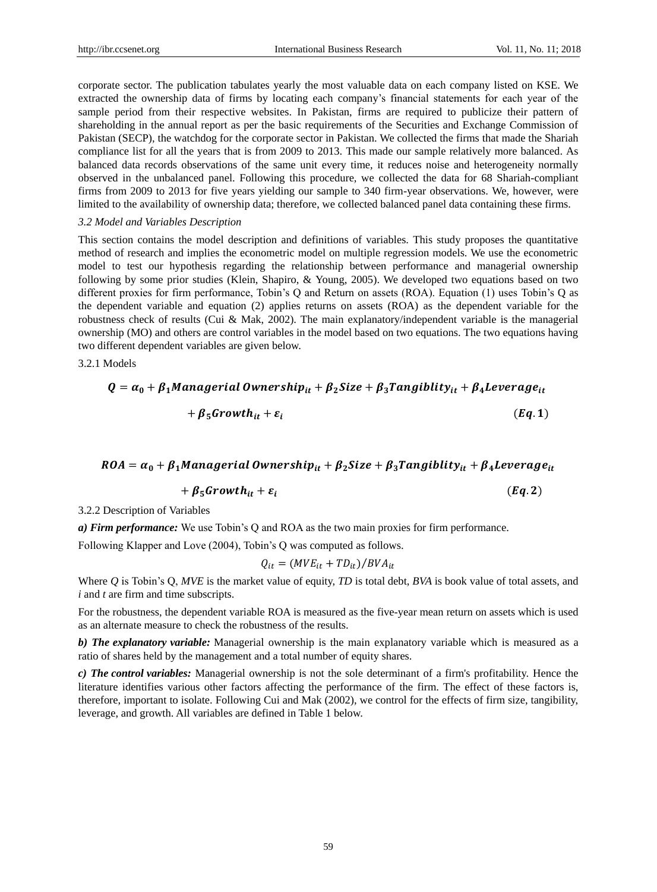corporate sector. The publication tabulates yearly the most valuable data on each company listed on KSE. We extracted the ownership data of firms by locating each company's financial statements for each year of the sample period from their respective websites. In Pakistan, firms are required to publicize their pattern of shareholding in the annual report as per the basic requirements of the Securities and Exchange Commission of Pakistan (SECP), the watchdog for the corporate sector in Pakistan. We collected the firms that made the Shariah compliance list for all the years that is from 2009 to 2013. This made our sample relatively more balanced. As balanced data records observations of the same unit every time, it reduces noise and heterogeneity normally observed in the unbalanced panel. Following this procedure, we collected the data for 68 Shariah-compliant firms from 2009 to 2013 for five years yielding our sample to 340 firm-year observations. We, however, were limited to the availability of ownership data; therefore, we collected balanced panel data containing these firms.

### *3.2 Model and Variables Description*

This section contains the model description and definitions of variables. This study proposes the quantitative method of research and implies the econometric model on multiple regression models. We use the econometric model to test our hypothesis regarding the relationship between performance and managerial ownership following by some prior studies (Klein, Shapiro, & Young, 2005). We developed two equations based on two different proxies for firm performance, Tobin's Q and Return on assets (ROA). Equation (1) uses Tobin's Q as the dependent variable and equation (2) applies returns on assets (ROA) as the dependent variable for the robustness check of results (Cui & Mak, 2002). The main explanatory/independent variable is the managerial ownership (MO) and others are control variables in the model based on two equations. The two equations having two different dependent variables are given below.

#### 3.2.1 Models

$$\boldsymbol{Q = \alpha_0 + \beta_1 Managerial\ Ownership_{it} + \beta_2 Size + \beta_3 Tangiblity_{it} + \beta_4 Leverage_{it} + \beta_5 Growth_{it} + \varepsilon_i} \qquad (\boldsymbol{Eq.1})$$

$$\boldsymbol{ROA = \alpha_0 + \beta_1 Managerial\ Ownership_{it} + \beta_2 Size + \beta_3 Tangiblity_{it} + \beta_4 Leverage_{it} + \beta_5 Growth_{it} + \varepsilon_i} \qquad (\boldsymbol{Eq.2})$$

#### 3.2.2 Description of Variables

***a) Firm performance:*** We use Tobin's Q and ROA as the two main proxies for firm performance.

Following Klapper and Love (2004), Tobin's Q was computed as follows.

$$Q_{it} = (MVE_{it} + TD_{it})/BVA_{it}$$

Where *Q* is Tobin's Q, *MVE* is the market value of equity, *TD* is total debt, *BVA* is book value of total assets, and *i* and *t* are firm and time subscripts.

For the robustness, the dependent variable ROA is measured as the five-year mean return on assets which is used as an alternate measure to check the robustness of the results.

***b) The explanatory variable:*** Managerial ownership is the main explanatory variable which is measured as a ratio of shares held by the management and a total number of equity shares.

***c) The control variables:*** Managerial ownership is not the sole determinant of a firm's profitability. Hence the literature identifies various other factors affecting the performance of the firm. The effect of these factors is, therefore, important to isolate. Following Cui and Mak (2002), we control for the effects of firm size, tangibility, leverage, and growth. All variables are defined in Table 1 below.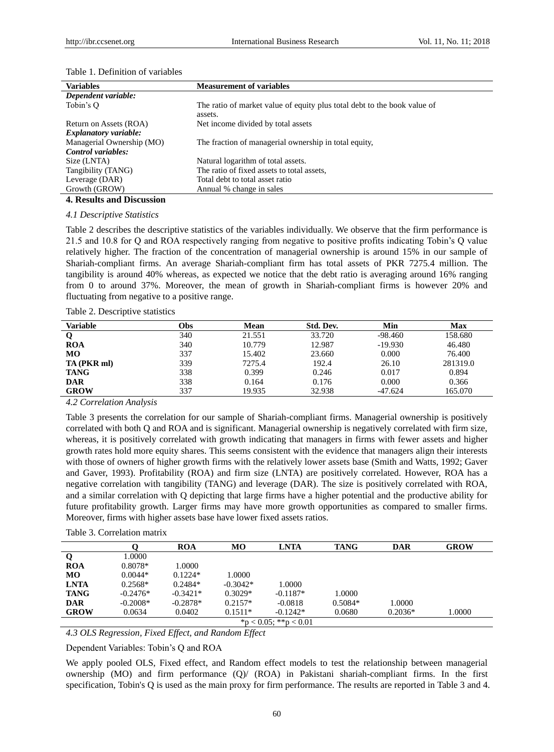Table 1. Definition of variables

| Variables | Measurement of variables |
|---|---|
| ***Dependent variable:*** | |
| Tobin's Q | The ratio of market value of equity plus total debt to the book value of assets. |
| Return on Assets (ROA) | Net income divided by total assets |
| ***Explanatory variable:*** | |
| Managerial Ownership (MO) | The fraction of managerial ownership in total equity, |
| ***Control variables:*** | |
| Size (LNTA) | Natural logarithm of total assets. |
| Tangibility (TANG) | The ratio of fixed assets to total assets, |
| Leverage (DAR) | Total debt to total asset ratio |
| Growth (GROW) | Annual % change in sales |

## 4. Results and Discussion

### *4.1 Descriptive Statistics*

Table 2 describes the descriptive statistics of the variables individually. We observe that the firm performance is 21.5 and 10.8 for Q and ROA respectively ranging from negative to positive profits indicating Tobin's Q value relatively higher. The fraction of the concentration of managerial ownership is around 15% in our sample of Shariah-compliant firms. An average Shariah-compliant firm has total assets of PKR 7275.4 million. The tangibility is around 40% whereas, as expected we notice that the debt ratio is averaging around 16% ranging from 0 to around 37%. Moreover, the mean of growth in Shariah-compliant firms is however 20% and fluctuating from negative to a positive range.

Table 2. Descriptive statistics

| Variable | Obs | Mean | Std. Dev. | Min | Max |
|---|---|---|---|---|---|
| **Q** | 340 | 21.551 | 33.720 | -98.460 | 158.680 |
| **ROA** | 340 | 10.779 | 12.987 | -19.930 | 46.480 |
| **MO** | 337 | 15.402 | 23.660 | 0.000 | 76.400 |
| **TA (PKR ml)** | 339 | 7275.4 | 192.4 | 26.10 | 281319.0 |
| **TANG** | 338 | 0.399 | 0.246 | 0.017 | 0.894 |
| **DAR** | 338 | 0.164 | 0.176 | 0.000 | 0.366 |
| **GROW** | 337 | 19.935 | 32.938 | -47.624 | 165.070 |

### *4.2 Correlation Analysis*

Table 3 presents the correlation for our sample of Shariah-compliant firms. Managerial ownership is positively correlated with both Q and ROA and is significant. Managerial ownership is negatively correlated with firm size, whereas, it is positively correlated with growth indicating that managers in firms with fewer assets and higher growth rates hold more equity shares. This seems consistent with the evidence that managers align their interests with those of owners of higher growth firms with the relatively lower assets base (Smith and Watts, 1992; Gaver and Gaver, 1993). Profitability (ROA) and firm size (LNTA) are positively correlated. However, ROA has a negative correlation with tangibility (TANG) and leverage (DAR). The size is positively correlated with ROA, and a similar correlation with Q depicting that large firms have a higher potential and the productive ability for future profitability growth. Larger firms may have more growth opportunities as compared to smaller firms. Moreover, firms with higher assets base have lower fixed assets ratios.

Table 3. Correlation matrix

| | Q | ROA | MO | LNTA | TANG | DAR | GROW |
|---|---|---|---|---|---|---|---|
| **Q** | 1.0000 | | | | | | |
| **ROA** | 0.8078* | 1.0000 | | | | | |
| **MO** | 0.0044* | 0.1224* | 1.0000 | | | | |
| **LNTA** | 0.2568* | 0.2484* | -0.3042* | 1.0000 | | | |
| **TANG** | -0.2476* | -0.3421* | 0.3029* | -0.1187* | 1.0000 | | |
| **DAR** | -0.2008* | -0.2878* | 0.2157* | -0.0818 | 0.5084* | 1.0000 | |
| **GROW** | 0.0634 | 0.0402 | 0.1511* | -0.1242* | 0.0680 | 0.2036* | 1.0000 |

*p < 0.05; **p < 0.01

### *4.3 OLS Regression, Fixed Effect, and Random Effect*

Dependent Variables: Tobin's Q and ROA

We apply pooled OLS, Fixed effect, and Random effect models to test the relationship between managerial ownership (MO) and firm performance (Q)/ (ROA) in Pakistani shariah-compliant firms. In the first specification, Tobin's Q is used as the main proxy for firm performance. The results are reported in Table 3 and 4.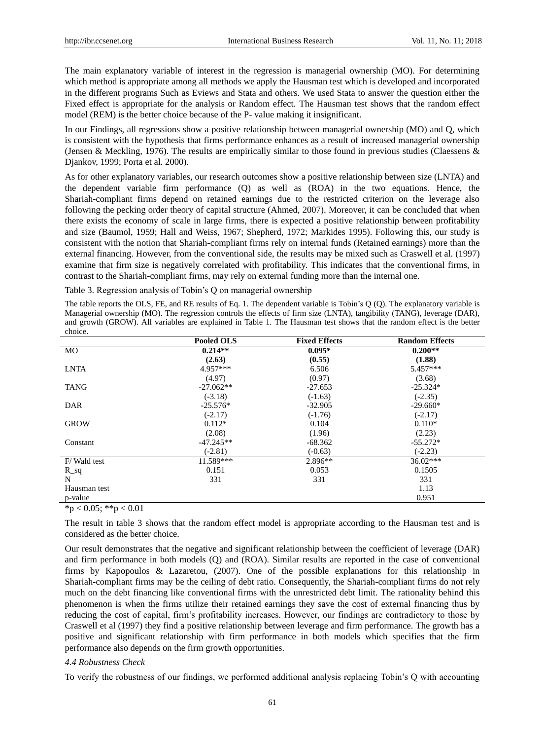The main explanatory variable of interest in the regression is managerial ownership (MO). For determining which method is appropriate among all methods we apply the Hausman test which is developed and incorporated in the different programs Such as Eviews and Stata and others. We used Stata to answer the question either the Fixed effect is appropriate for the analysis or Random effect. The Hausman test shows that the random effect model (REM) is the better choice because of the P- value making it insignificant.

In our Findings, all regressions show a positive relationship between managerial ownership (MO) and Q, which is consistent with the hypothesis that firms performance enhances as a result of increased managerial ownership (Jensen & Meckling, 1976). The results are empirically similar to those found in previous studies (Claessens & Djankov, 1999; Porta et al. 2000).

As for other explanatory variables, our research outcomes show a positive relationship between size (LNTA) and the dependent variable firm performance (Q) as well as (ROA) in the two equations. Hence, the Shariah-compliant firms depend on retained earnings due to the restricted criterion on the leverage also following the pecking order theory of capital structure (Ahmed, 2007). Moreover, it can be concluded that when there exists the economy of scale in large firms, there is expected a positive relationship between profitability and size (Baumol, 1959; Hall and Weiss, 1967; Shepherd, 1972; Markides 1995). Following this, our study is consistent with the notion that Shariah-compliant firms rely on internal funds (Retained earnings) more than the external financing. However, from the conventional side, the results may be mixed such as Craswell et al. (1997) examine that firm size is negatively correlated with profitability. This indicates that the conventional firms, in contrast to the Shariah-compliant firms, may rely on external funding more than the internal one.

Table 3. Regression analysis of Tobin's Q on managerial ownership

The table reports the OLS, FE, and RE results of Eq. 1. The dependent variable is Tobin's Q (Q). The explanatory variable is Managerial ownership (MO). The regression controls the effects of firm size (LNTA), tangibility (TANG), leverage (DAR), and growth (GROW). All variables are explained in Table 1. The Hausman test shows that the random effect is the better choice.

| | **Pooled OLS** | **Fixed Effects** | **Random Effects** |
|---|---|---|---|
| MO | **0.214**** | **0.095*** | **0.200**** |
| | **(2.63)** | **(0.55)** | **(1.88)** |
| LNTA | 4.957*** | 6.506 | 5.457*** |
| | (4.97) | (0.97) | (3.68) |
| TANG | -27.062** | -27.653 | -25.324* |
| | (-3.18) | (-1.63) | (-2.35) |
| DAR | -25.576* | -32.905 | -29.660* |
| | (-2.17) | (-1.76) | (-2.17) |
| GROW | 0.112* | 0.104 | 0.110* |
| | (2.08) | (1.96) | (2.23) |
| Constant | -47.245** | -68.362 | -55.272* |
| | (-2.81) | (-0.63) | (-2.23) |
| F/ Wald test | 11.589*** | 2.896** | 36.02*** |
| R_sq | 0.151 | 0.053 | 0.1505 |
| N | 331 | 331 | 331 |
| Hausman test | | | 1.13 |
| p-value | | | 0.951 |

*p < 0.05; **p < 0.01

The result in table 3 shows that the random effect model is appropriate according to the Hausman test and is considered as the better choice.

Our result demonstrates that the negative and significant relationship between the coefficient of leverage (DAR) and firm performance in both models (Q) and (ROA). Similar results are reported in the case of conventional firms by Kapopoulos & Lazaretou, (2007). One of the possible explanations for this relationship in Shariah-compliant firms may be the ceiling of debt ratio. Consequently, the Shariah-compliant firms do not rely much on the debt financing like conventional firms with the unrestricted debt limit. The rationality behind this phenomenon is when the firms utilize their retained earnings they save the cost of external financing thus by reducing the cost of capital, firm's profitability increases. However, our findings are contradictory to those by Craswell et al (1997) they find a positive relationship between leverage and firm performance. The growth has a positive and significant relationship with firm performance in both models which specifies that the firm performance also depends on the firm growth opportunities.

*4.4 Robustness Check*

To verify the robustness of our findings, we performed additional analysis replacing Tobin's Q with accounting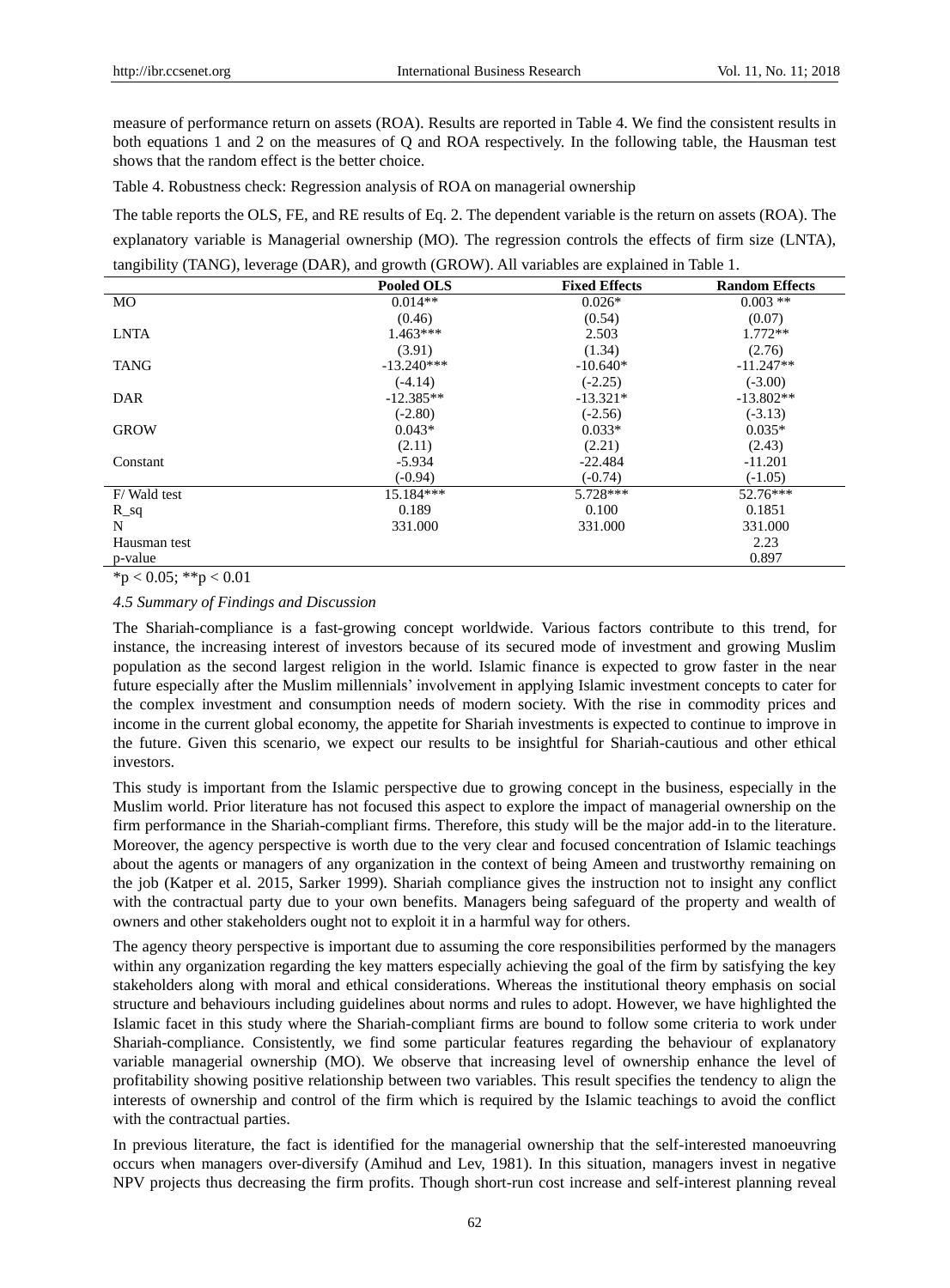measure of performance return on assets (ROA). Results are reported in Table 4. We find the consistent results in both equations 1 and 2 on the measures of Q and ROA respectively. In the following table, the Hausman test shows that the random effect is the better choice.

Table 4. Robustness check: Regression analysis of ROA on managerial ownership

The table reports the OLS, FE, and RE results of Eq. 2. The dependent variable is the return on assets (ROA). The explanatory variable is Managerial ownership (MO). The regression controls the effects of firm size (LNTA), tangibility (TANG), leverage (DAR), and growth (GROW). All variables are explained in Table 1.

| | **Pooled OLS** | **Fixed Effects** | **Random Effects** |
|---|---|---|---|
| MO | 0.014** | 0.026* | 0.003 ** |
| | (0.46) | (0.54) | (0.07) |
| LNTA | 1.463*** | 2.503 | 1.772** |
| | (3.91) | (1.34) | (2.76) |
| TANG | -13.240*** | -10.640* | -11.247** |
| | (-4.14) | (-2.25) | (-3.00) |
| DAR | -12.385** | -13.321* | -13.802** |
| | (-2.80) | (-2.56) | (-3.13) |
| GROW | 0.043* | 0.033* | 0.035* |
| | (2.11) | (2.21) | (2.43) |
| Constant | -5.934 | -22.484 | -11.201 |
| | (-0.94) | (-0.74) | (-1.05) |
| F/ Wald test | 15.184*** | 5.728*** | 52.76*** |
| R_sq | 0.189 | 0.100 | 0.1851 |
| N | 331.000 | 331.000 | 331.000 |
| Hausman test | | | 2.23 |
| p-value | | | 0.897 |

*p < 0.05; **p < 0.01

*4.5 Summary of Findings and Discussion*

The Shariah-compliance is a fast-growing concept worldwide. Various factors contribute to this trend, for instance, the increasing interest of investors because of its secured mode of investment and growing Muslim population as the second largest religion in the world. Islamic finance is expected to grow faster in the near future especially after the Muslim millennials' involvement in applying Islamic investment concepts to cater for the complex investment and consumption needs of modern society. With the rise in commodity prices and income in the current global economy, the appetite for Shariah investments is expected to continue to improve in the future. Given this scenario, we expect our results to be insightful for Shariah-cautious and other ethical investors.

This study is important from the Islamic perspective due to growing concept in the business, especially in the Muslim world. Prior literature has not focused this aspect to explore the impact of managerial ownership on the firm performance in the Shariah-compliant firms. Therefore, this study will be the major add-in to the literature. Moreover, the agency perspective is worth due to the very clear and focused concentration of Islamic teachings about the agents or managers of any organization in the context of being Ameen and trustworthy remaining on the job (Katper et al. 2015, Sarker 1999). Shariah compliance gives the instruction not to insight any conflict with the contractual party due to your own benefits. Managers being safeguard of the property and wealth of owners and other stakeholders ought not to exploit it in a harmful way for others.

The agency theory perspective is important due to assuming the core responsibilities performed by the managers within any organization regarding the key matters especially achieving the goal of the firm by satisfying the key stakeholders along with moral and ethical considerations. Whereas the institutional theory emphasis on social structure and behaviours including guidelines about norms and rules to adopt. However, we have highlighted the Islamic facet in this study where the Shariah-compliant firms are bound to follow some criteria to work under Shariah-compliance. Consistently, we find some particular features regarding the behaviour of explanatory variable managerial ownership (MO). We observe that increasing level of ownership enhance the level of profitability showing positive relationship between two variables. This result specifies the tendency to align the interests of ownership and control of the firm which is required by the Islamic teachings to avoid the conflict with the contractual parties.

In previous literature, the fact is identified for the managerial ownership that the self-interested manoeuvring occurs when managers over-diversify (Amihud and Lev, 1981). In this situation, managers invest in negative NPV projects thus decreasing the firm profits. Though short-run cost increase and self-interest planning reveal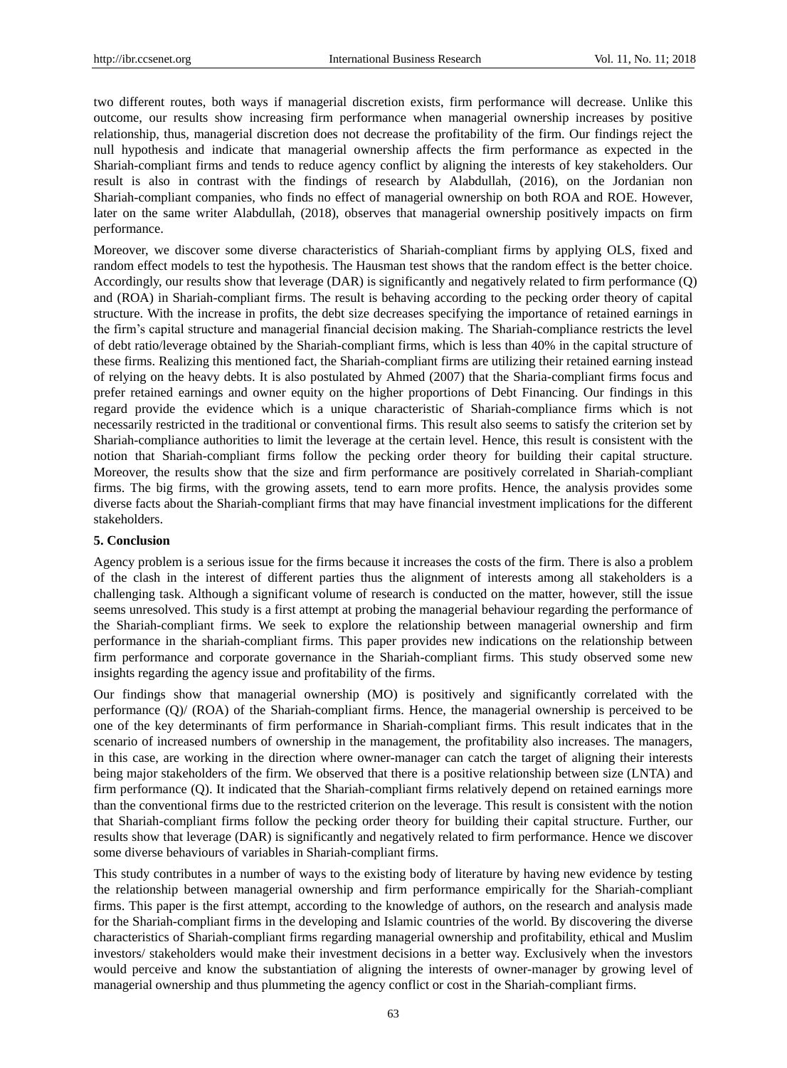two different routes, both ways if managerial discretion exists, firm performance will decrease. Unlike this outcome, our results show increasing firm performance when managerial ownership increases by positive relationship, thus, managerial discretion does not decrease the profitability of the firm. Our findings reject the null hypothesis and indicate that managerial ownership affects the firm performance as expected in the Shariah-compliant firms and tends to reduce agency conflict by aligning the interests of key stakeholders. Our result is also in contrast with the findings of research by Alabdullah, (2016), on the Jordanian non Shariah-compliant companies, who finds no effect of managerial ownership on both ROA and ROE. However, later on the same writer Alabdullah, (2018), observes that managerial ownership positively impacts on firm performance.

Moreover, we discover some diverse characteristics of Shariah-compliant firms by applying OLS, fixed and random effect models to test the hypothesis. The Hausman test shows that the random effect is the better choice. Accordingly, our results show that leverage (DAR) is significantly and negatively related to firm performance (Q) and (ROA) in Shariah-compliant firms. The result is behaving according to the pecking order theory of capital structure. With the increase in profits, the debt size decreases specifying the importance of retained earnings in the firm's capital structure and managerial financial decision making. The Shariah-compliance restricts the level of debt ratio/leverage obtained by the Shariah-compliant firms, which is less than 40% in the capital structure of these firms. Realizing this mentioned fact, the Shariah-compliant firms are utilizing their retained earning instead of relying on the heavy debts. It is also postulated by Ahmed (2007) that the Sharia-compliant firms focus and prefer retained earnings and owner equity on the higher proportions of Debt Financing. Our findings in this regard provide the evidence which is a unique characteristic of Shariah-compliance firms which is not necessarily restricted in the traditional or conventional firms. This result also seems to satisfy the criterion set by Shariah-compliance authorities to limit the leverage at the certain level. Hence, this result is consistent with the notion that Shariah-compliant firms follow the pecking order theory for building their capital structure. Moreover, the results show that the size and firm performance are positively correlated in Shariah-compliant firms. The big firms, with the growing assets, tend to earn more profits. Hence, the analysis provides some diverse facts about the Shariah-compliant firms that may have financial investment implications for the different stakeholders.

## 5. Conclusion

Agency problem is a serious issue for the firms because it increases the costs of the firm. There is also a problem of the clash in the interest of different parties thus the alignment of interests among all stakeholders is a challenging task. Although a significant volume of research is conducted on the matter, however, still the issue seems unresolved. This study is a first attempt at probing the managerial behaviour regarding the performance of the Shariah-compliant firms. We seek to explore the relationship between managerial ownership and firm performance in the shariah-compliant firms. This paper provides new indications on the relationship between firm performance and corporate governance in the Shariah-compliant firms. This study observed some new insights regarding the agency issue and profitability of the firms.

Our findings show that managerial ownership (MO) is positively and significantly correlated with the performance (Q)/ (ROA) of the Shariah-compliant firms. Hence, the managerial ownership is perceived to be one of the key determinants of firm performance in Shariah-compliant firms. This result indicates that in the scenario of increased numbers of ownership in the management, the profitability also increases. The managers, in this case, are working in the direction where owner-manager can catch the target of aligning their interests being major stakeholders of the firm. We observed that there is a positive relationship between size (LNTA) and firm performance (Q). It indicated that the Shariah-compliant firms relatively depend on retained earnings more than the conventional firms due to the restricted criterion on the leverage. This result is consistent with the notion that Shariah-compliant firms follow the pecking order theory for building their capital structure. Further, our results show that leverage (DAR) is significantly and negatively related to firm performance. Hence we discover some diverse behaviours of variables in Shariah-compliant firms.

This study contributes in a number of ways to the existing body of literature by having new evidence by testing the relationship between managerial ownership and firm performance empirically for the Shariah-compliant firms. This paper is the first attempt, according to the knowledge of authors, on the research and analysis made for the Shariah-compliant firms in the developing and Islamic countries of the world. By discovering the diverse characteristics of Shariah-compliant firms regarding managerial ownership and profitability, ethical and Muslim investors/ stakeholders would make their investment decisions in a better way. Exclusively when the investors would perceive and know the substantiation of aligning the interests of owner-manager by growing level of managerial ownership and thus plummeting the agency conflict or cost in the Shariah-compliant firms.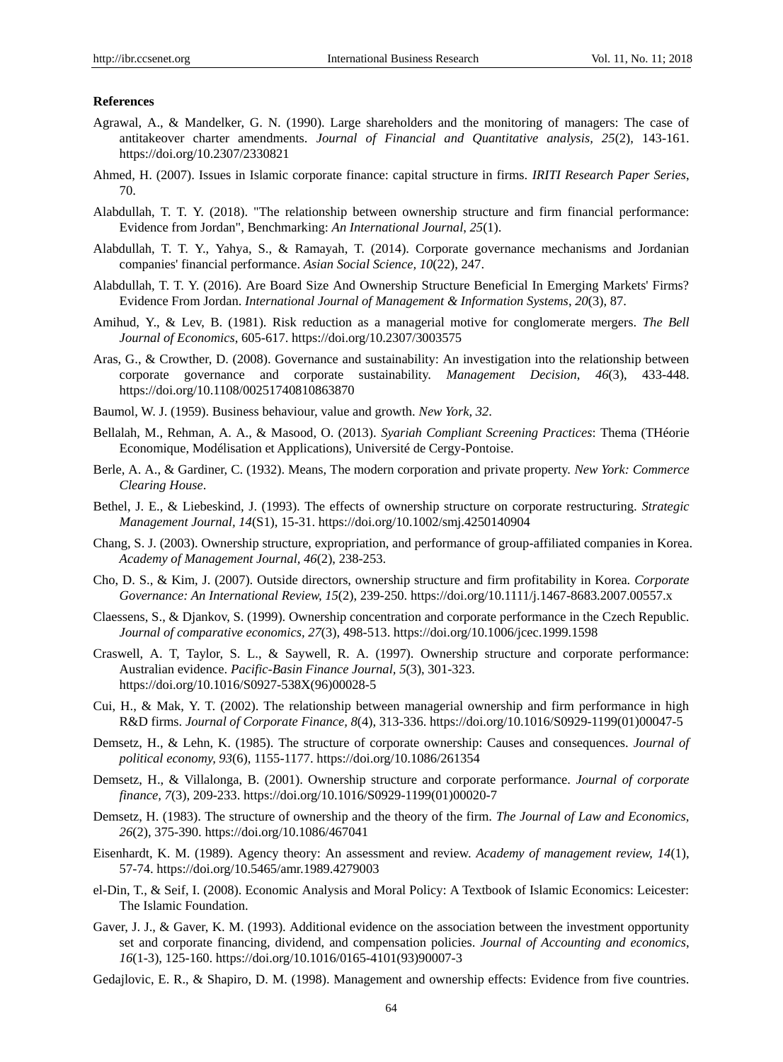**References**

Agrawal, A., & Mandelker, G. N. (1990). Large shareholders and the monitoring of managers: The case of antitakeover charter amendments. *Journal of Financial and Quantitative analysis, 25*(2), 143-161. https://doi.org/10.2307/2330821

Ahmed, H. (2007). Issues in Islamic corporate finance: capital structure in firms. *IRITI Research Paper Series*, 70.

Alabdullah, T. T. Y. (2018). "The relationship between ownership structure and firm financial performance: Evidence from Jordan", Benchmarking: *An International Journal, 25*(1).

Alabdullah, T. T. Y., Yahya, S., & Ramayah, T. (2014). Corporate governance mechanisms and Jordanian companies' financial performance. *Asian Social Science, 10*(22), 247.

Alabdullah, T. T. Y. (2016). Are Board Size And Ownership Structure Beneficial In Emerging Markets' Firms? Evidence From Jordan. *International Journal of Management & Information Systems*, *20*(3), 87.

Amihud, Y., & Lev, B. (1981). Risk reduction as a managerial motive for conglomerate mergers. *The Bell Journal of Economics*, 605-617. https://doi.org/10.2307/3003575

Aras, G., & Crowther, D. (2008). Governance and sustainability: An investigation into the relationship between corporate governance and corporate sustainability. *Management Decision*, *46*(3), 433-448. https://doi.org/10.1108/00251740810863870

Baumol, W. J. (1959). Business behaviour, value and growth. *New York, 32*.

Bellalah, M., Rehman, A. A., & Masood, O. (2013). *Syariah Compliant Screening Practices*: Thema (THéorie Economique, Modélisation et Applications), Université de Cergy-Pontoise.

Berle, A. A., & Gardiner, C. (1932). Means, The modern corporation and private property. *New York: Commerce Clearing House*.

Bethel, J. E., & Liebeskind, J. (1993). The effects of ownership structure on corporate restructuring. *Strategic Management Journal, 14*(S1), 15-31. https://doi.org/10.1002/smj.4250140904

Chang, S. J. (2003). Ownership structure, expropriation, and performance of group-affiliated companies in Korea. *Academy of Management Journal, 46*(2), 238-253.

Cho, D. S., & Kim, J. (2007). Outside directors, ownership structure and firm profitability in Korea. *Corporate Governance: An International Review, 15*(2), 239-250. https://doi.org/10.1111/j.1467-8683.2007.00557.x

Claessens, S., & Djankov, S. (1999). Ownership concentration and corporate performance in the Czech Republic. *Journal of comparative economics, 27*(3), 498-513. https://doi.org/10.1006/jcec.1999.1598

Craswell, A. T, Taylor, S. L., & Saywell, R. A. (1997). Ownership structure and corporate performance: Australian evidence. *Pacific-Basin Finance Journal, 5*(3), 301-323. https://doi.org/10.1016/S0927-538X(96)00028-5

Cui, H., & Mak, Y. T. (2002). The relationship between managerial ownership and firm performance in high R&D firms. *Journal of Corporate Finance, 8*(4), 313-336. https://doi.org/10.1016/S0929-1199(01)00047-5

Demsetz, H., & Lehn, K. (1985). The structure of corporate ownership: Causes and consequences. *Journal of political economy, 93*(6), 1155-1177. https://doi.org/10.1086/261354

Demsetz, H., & Villalonga, B. (2001). Ownership structure and corporate performance. *Journal of corporate finance, 7*(3), 209-233. https://doi.org/10.1016/S0929-1199(01)00020-7

Demsetz, H. (1983). The structure of ownership and the theory of the firm. *The Journal of Law and Economics, 26*(2), 375-390. https://doi.org/10.1086/467041

Eisenhardt, K. M. (1989). Agency theory: An assessment and review. *Academy of management review, 14*(1), 57-74. https://doi.org/10.5465/amr.1989.4279003

el-Din, T., & Seif, I. (2008). Economic Analysis and Moral Policy: A Textbook of Islamic Economics: Leicester: The Islamic Foundation.

Gaver, J. J., & Gaver, K. M. (1993). Additional evidence on the association between the investment opportunity set and corporate financing, dividend, and compensation policies. *Journal of Accounting and economics*, *16*(1-3), 125-160. https://doi.org/10.1016/0165-4101(93)90007-3

Gedajlovic, E. R., & Shapiro, D. M. (1998). Management and ownership effects: Evidence from five countries.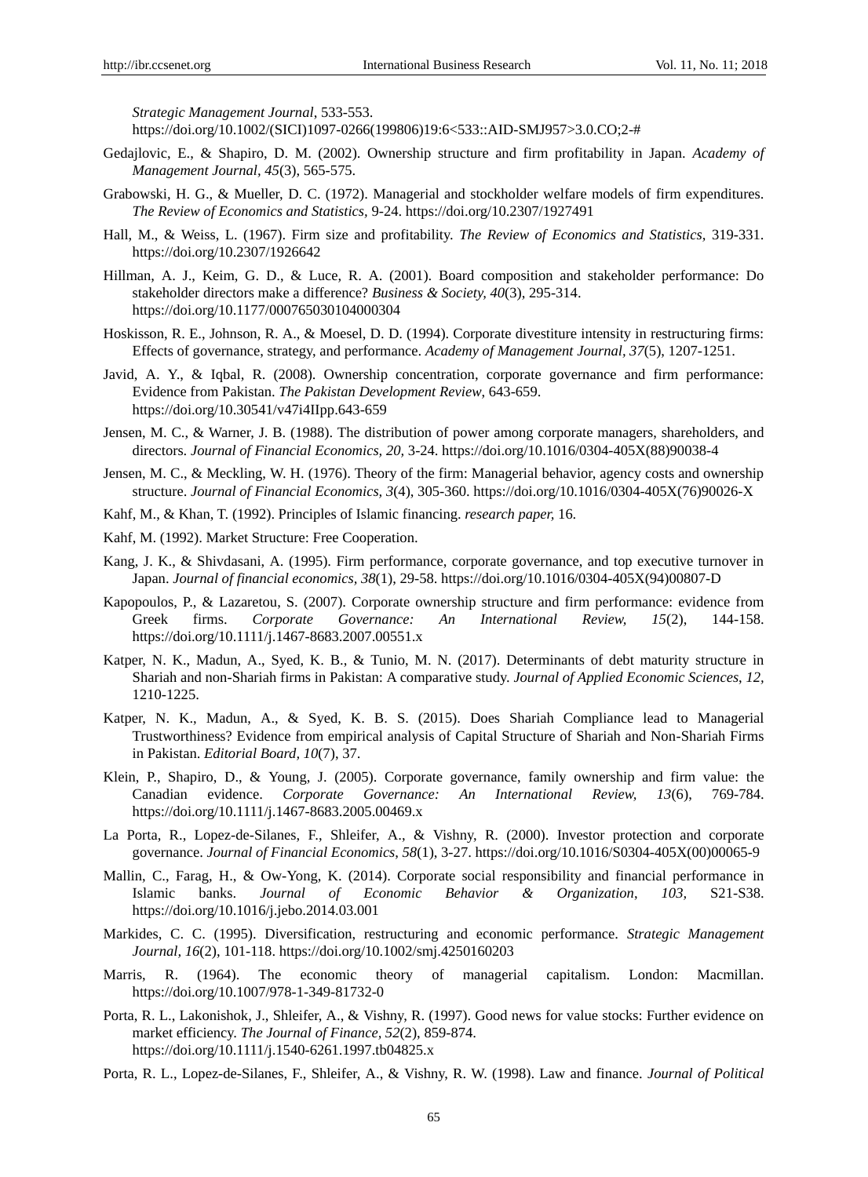*Strategic Management Journal*, 533-553. https://doi.org/10.1002/(SICI)1097-0266(199806)19:6<533::AID-SMJ957>3.0.CO;2-#

Gedajlovic, E., & Shapiro, D. M. (2002). Ownership structure and firm profitability in Japan. *Academy of Management Journal*, *45*(3), 565-575.

Grabowski, H. G., & Mueller, D. C. (1972). Managerial and stockholder welfare models of firm expenditures. *The Review of Economics and Statistics*, 9-24. https://doi.org/10.2307/1927491

Hall, M., & Weiss, L. (1967). Firm size and profitability. *The Review of Economics and Statistics*, 319-331. https://doi.org/10.2307/1926642

Hillman, A. J., Keim, G. D., & Luce, R. A. (2001). Board composition and stakeholder performance: Do stakeholder directors make a difference? *Business & Society, 40*(3), 295-314. https://doi.org/10.1177/000765030104000304

Hoskisson, R. E., Johnson, R. A., & Moesel, D. D. (1994). Corporate divestiture intensity in restructuring firms: Effects of governance, strategy, and performance. *Academy of Management Journal, 37*(5), 1207-1251.

Javid, A. Y., & Iqbal, R. (2008). Ownership concentration, corporate governance and firm performance: Evidence from Pakistan. *The Pakistan Development Review*, 643-659. https://doi.org/10.30541/v47i4IIpp.643-659

Jensen, M. C., & Warner, J. B. (1988). The distribution of power among corporate managers, shareholders, and directors. *Journal of Financial Economics, 20,* 3-24. https://doi.org/10.1016/0304-405X(88)90038-4

Jensen, M. C., & Meckling, W. H. (1976). Theory of the firm: Managerial behavior, agency costs and ownership structure. *Journal of Financial Economics, 3*(4), 305-360. https://doi.org/10.1016/0304-405X(76)90026-X

Kahf, M., & Khan, T. (1992). Principles of Islamic financing. *research paper,* 16.

Kahf, M. (1992). Market Structure: Free Cooperation.

Kang, J. K., & Shivdasani, A. (1995). Firm performance, corporate governance, and top executive turnover in Japan. *Journal of financial economics, 38*(1), 29-58. https://doi.org/10.1016/0304-405X(94)00807-D

Kapopoulos, P., & Lazaretou, S. (2007). Corporate ownership structure and firm performance: evidence from Greek firms. *Corporate Governance: An International Review, 15*(2), 144-158. https://doi.org/10.1111/j.1467-8683.2007.00551.x

Katper, N. K., Madun, A., Syed, K. B., & Tunio, M. N. (2017). Determinants of debt maturity structure in Shariah and non-Shariah firms in Pakistan: A comparative study. *Journal of Applied Economic Sciences*, *12,* 1210-1225.

Katper, N. K., Madun, A., & Syed, K. B. S. (2015). Does Shariah Compliance lead to Managerial Trustworthiness? Evidence from empirical analysis of Capital Structure of Shariah and Non-Shariah Firms in Pakistan. *Editorial Board, 10*(7), 37.

Klein, P., Shapiro, D., & Young, J. (2005). Corporate governance, family ownership and firm value: the Canadian evidence. *Corporate Governance: An International Review, 13*(6), 769-784. https://doi.org/10.1111/j.1467-8683.2005.00469.x

La Porta, R., Lopez-de-Silanes, F., Shleifer, A., & Vishny, R. (2000). Investor protection and corporate governance. *Journal of Financial Economics*, *58*(1), 3-27. https://doi.org/10.1016/S0304-405X(00)00065-9

Mallin, C., Farag, H., & Ow-Yong, K. (2014). Corporate social responsibility and financial performance in Islamic banks. *Journal of Economic Behavior & Organization*, *103,* S21-S38. https://doi.org/10.1016/j.jebo.2014.03.001

Markides, C. C. (1995). Diversification, restructuring and economic performance. *Strategic Management Journal, 16*(2), 101-118. https://doi.org/10.1002/smj.4250160203

Marris, R. (1964). The economic theory of managerial capitalism. London: Macmillan. https://doi.org/10.1007/978-1-349-81732-0

Porta, R. L., Lakonishok, J., Shleifer, A., & Vishny, R. (1997). Good news for value stocks: Further evidence on market efficiency. *The Journal of Finance, 52*(2), 859-874. https://doi.org/10.1111/j.1540-6261.1997.tb04825.x

Porta, R. L., Lopez-de-Silanes, F., Shleifer, A., & Vishny, R. W. (1998). Law and finance. *Journal of Political*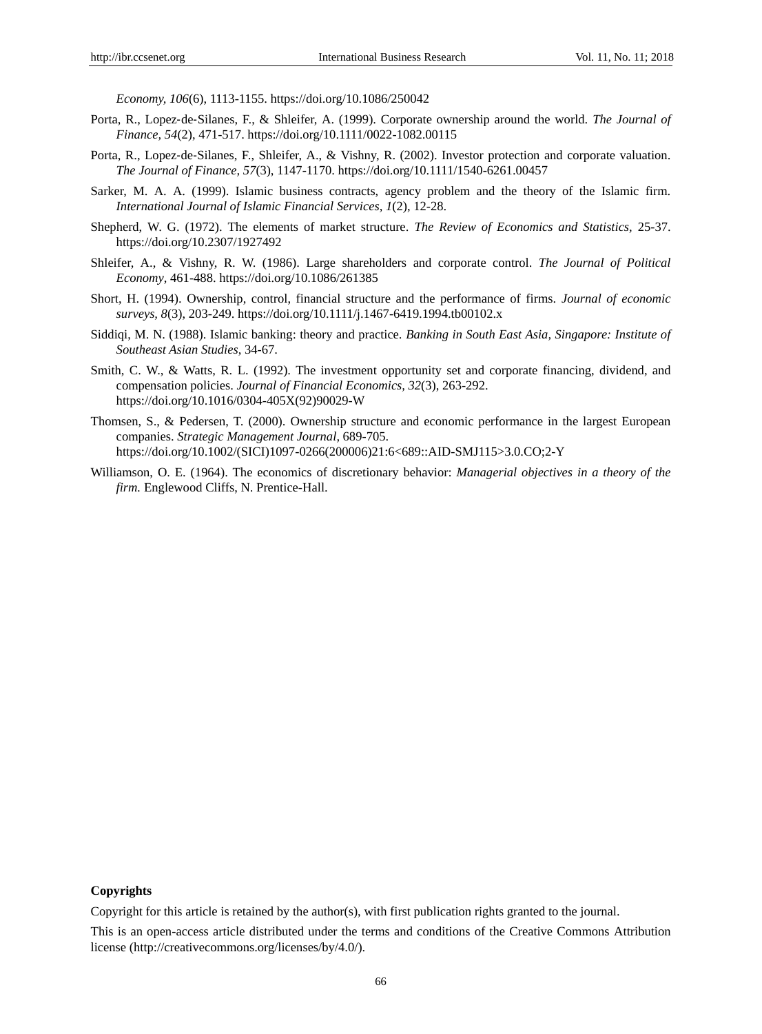*Economy, 106*(6), 1113-1155. https://doi.org/10.1086/250042

Porta, R., Lopez-de-Silanes, F., & Shleifer, A. (1999). Corporate ownership around the world. *The Journal of Finance, 54*(2), 471-517. https://doi.org/10.1111/0022-1082.00115

Porta, R., Lopez-de-Silanes, F., Shleifer, A., & Vishny, R. (2002). Investor protection and corporate valuation. *The Journal of Finance, 57*(3), 1147-1170. https://doi.org/10.1111/1540-6261.00457

Sarker, M. A. A. (1999). Islamic business contracts, agency problem and the theory of the Islamic firm. *International Journal of Islamic Financial Services, 1*(2), 12-28.

Shepherd, W. G. (1972). The elements of market structure. *The Review of Economics and Statistics*, 25-37. https://doi.org/10.2307/1927492

Shleifer, A., & Vishny, R. W. (1986). Large shareholders and corporate control. *The Journal of Political Economy*, 461-488. https://doi.org/10.1086/261385

Short, H. (1994). Ownership, control, financial structure and the performance of firms. *Journal of economic surveys, 8*(3), 203-249. https://doi.org/10.1111/j.1467-6419.1994.tb00102.x

Siddiqi, M. N. (1988). Islamic banking: theory and practice. *Banking in South East Asia, Singapore: Institute of Southeast Asian Studies*, 34-67.

Smith, C. W., & Watts, R. L. (1992). The investment opportunity set and corporate financing, dividend, and compensation policies. *Journal of Financial Economics, 32*(3), 263-292. https://doi.org/10.1016/0304-405X(92)90029-W

Thomsen, S., & Pedersen, T. (2000). Ownership structure and economic performance in the largest European companies. *Strategic Management Journal*, 689-705. https://doi.org/10.1002/(SICI)1097-0266(200006)21:6<689::AID-SMJ115>3.0.CO;2-Y

Williamson, O. E. (1964). The economics of discretionary behavior: *Managerial objectives in a theory of the firm.* Englewood Cliffs, N. Prentice-Hall.

**Copyrights**

Copyright for this article is retained by the author(s), with first publication rights granted to the journal.

This is an open-access article distributed under the terms and conditions of the Creative Commons Attribution license (http://creativecommons.org/licenses/by/4.0/).